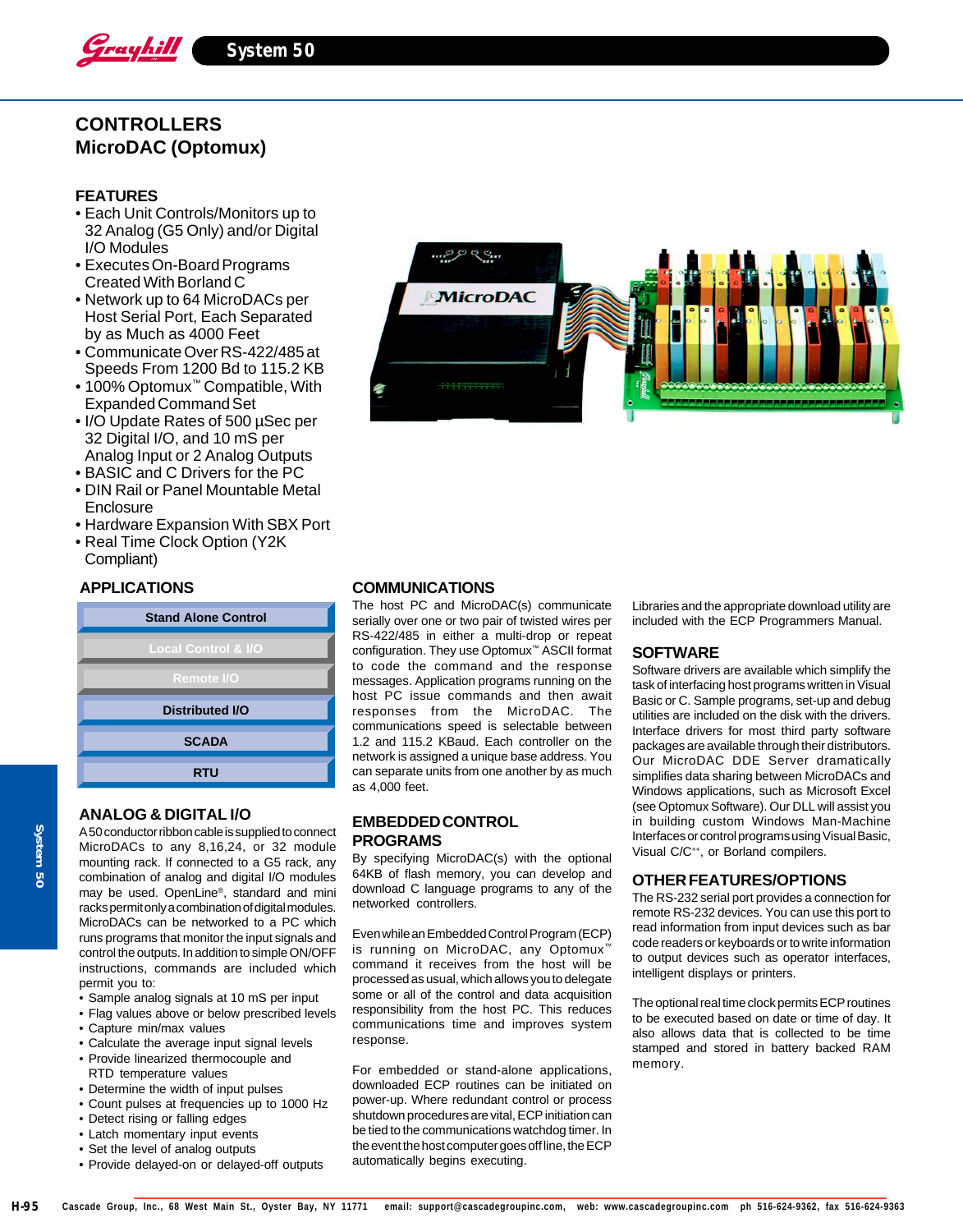# CONTROLLERS
# MicroDAC (Optomux)

## FEATURES

- Each Unit Controls/Monitors up to 32 Analog (G5 Only) and/or Digital I/O Modules
- Executes On-Board Programs Created With Borland C
- Network up to 64 MicroDACs per Host Serial Port, Each Separated by as Much as 4000 Feet
- Communicate Over RS-422/485 at Speeds From 1200 Bd to 115.2 KB
- 100% Optomux™ Compatible, With Expanded Command Set
- I/O Update Rates of 500 µSec per 32 Digital I/O, and 10 mS per Analog Input or 2 Analog Outputs
- BASIC and C Drivers for the PC
- DIN Rail or Panel Mountable Metal Enclosure
- Hardware Expansion With SBX Port
- Real Time Clock Option (Y2K Compliant)

## APPLICATIONS

- Stand Alone Control
- Local Control & I/O
- Remote I/O
- Distributed I/O
- SCADA
- RTU

## ANALOG & DIGITAL I/O

A 50 conductor ribbon cable is supplied to connect MicroDACs to any 8,16,24, or 32 module mounting rack. If connected to a G5 rack, any combination of analog and digital I/O modules may be used. OpenLine®, standard and mini racks permit only a combination of digital modules. MicroDACs can be networked to a PC which runs programs that monitor the input signals and control the outputs. In addition to simple ON/OFF instructions, commands are included which permit you to:

- Sample analog signals at 10 mS per input
- Flag values above or below prescribed levels
- Capture min/max values
- Calculate the average input signal levels
- Provide linearized thermocouple and RTD temperature values
- Determine the width of input pulses
- Count pulses at frequencies up to 1000 Hz
- Detect rising or falling edges
- Latch momentary input events
- Set the level of analog outputs
- Provide delayed-on or delayed-off outputs

## COMMUNICATIONS

The host PC and MicroDAC(s) communicate serially over one or two pair of twisted wires per RS-422/485 in either a multi-drop or repeat configuration. They use Optomux™ ASCII format to code the command and the response messages. Application programs running on the host PC issue commands and then await responses from the MicroDAC. The communications speed is selectable between 1.2 and 115.2 KBaud. Each controller on the network is assigned a unique base address. You can separate units from one another by as much as 4,000 feet.

## EMBEDDED CONTROL PROGRAMS

By specifying MicroDAC(s) with the optional 64KB of flash memory, you can develop and download C language programs to any of the networked controllers.

Even while an Embedded Control Program (ECP) is running on MicroDAC, any Optomux™ command it receives from the host will be processed as usual, which allows you to delegate some or all of the control and data acquisition responsibility from the host PC. This reduces communications time and improves system response.

For embedded or stand-alone applications, downloaded ECP routines can be initiated on power-up. Where redundant control or process shutdown procedures are vital, ECP initiation can be tied to the communications watchdog timer. In the event the host computer goes offline, the ECP automatically begins executing.

Libraries and the appropriate download utility are included with the ECP Programmers Manual.

## SOFTWARE

Software drivers are available which simplify the task of interfacing host programs written in Visual Basic or C. Sample programs, set-up and debug utilities are included on the disk with the drivers. Interface drivers for most third party software packages are available through their distributors. Our MicroDAC DDE Server dramatically simplifies data sharing between MicroDACs and Windows applications, such as Microsoft Excel (see Optomux Software). Our DLL will assist you in building custom Windows Man-Machine Interfaces or control programs using Visual Basic, Visual C/C++, or Borland compilers.

## OTHER FEATURES/OPTIONS

The RS-232 serial port provides a connection for remote RS-232 devices. You can use this port to read information from input devices such as bar code readers or keyboards or to write information to output devices such as operator interfaces, intelligent displays or printers.

The optional real time clock permits ECP routines to be executed based on date or time of day. It also allows data that is collected to be time stamped and stored in battery backed RAM memory.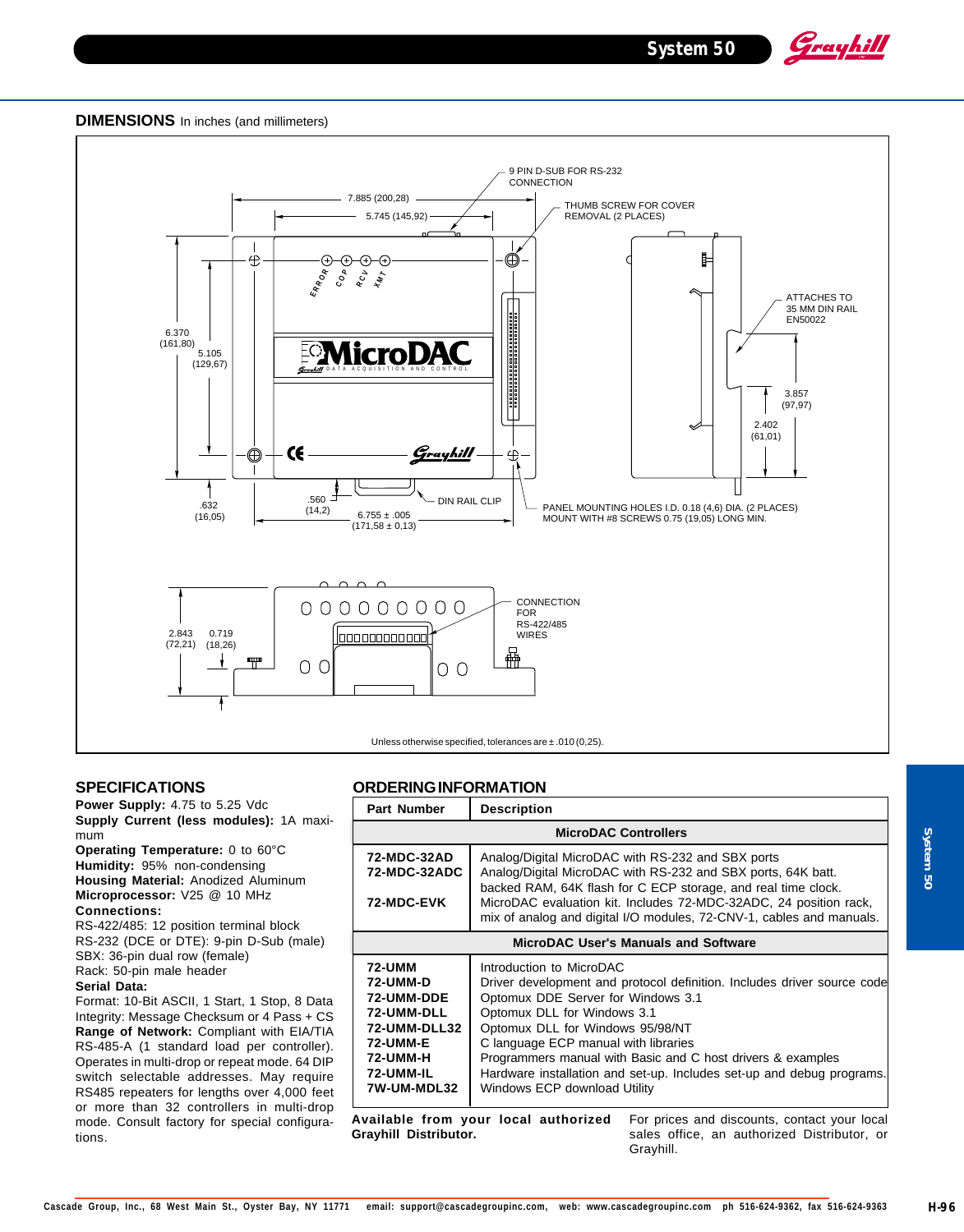## DIMENSIONS In inches (and millimeters)

9 PIN D-SUB FOR RS-232 CONNECTION

THUMB SCREW FOR COVER REMOVAL (2 PLACES)

7.885 (200,28)

5.745 (145,92)

ERROR COP RCV XMT

MicroDAC

DATA ACQUISITION AND CONTROL

6.370 (161,80)

5.105 (129,67)

ATTACHES TO 35 MM DIN RAIL EN50022

3.857 (97,97)

2.402 (61,01)

.632 (16,05)

.560 (14,2)

DIN RAIL CLIP

6.755 ± .005 (171,58 ± 0,13)

PANEL MOUNTING HOLES I.D. 0.18 (4,6) DIA. (2 PLACES) MOUNT WITH #8 SCREWS 0.75 (19,05) LONG MIN.

2.843 (72,21)

0.719 (18,26)

CONNECTION FOR RS-422/485 WIRES

Unless otherwise specified, tolerances are ± .010 (0,25).

## SPECIFICATIONS

**Power Supply:** 4.75 to 5.25 Vdc
**Supply Current (less modules):** 1A maximum
**Operating Temperature:** 0 to 60°C
**Humidity:** 95% non-condensing
**Housing Material:** Anodized Aluminum
**Microprocessor:** V25 @ 10 MHz
**Connections:**
RS-422/485: 12 position terminal block
RS-232 (DCE or DTE): 9-pin D-Sub (male)
SBX: 36-pin dual row (female)
Rack: 50-pin male header
**Serial Data:**
Format: 10-Bit ASCII, 1 Start, 1 Stop, 8 Data
Integrity: Message Checksum or 4 Pass + CS
**Range of Network:** Compliant with EIA/TIA RS-485-A (1 standard load per controller). Operates in multi-drop or repeat mode. 64 DIP switch selectable addresses. May require RS485 repeaters for lengths over 4,000 feet or more than 32 controllers in multi-drop mode. Consult factory for special configurations.

## ORDERING INFORMATION

| Part Number | Description |
|---|---|
| **MicroDAC Controllers** | |
| **72-MDC-32AD** | Analog/Digital MicroDAC with RS-232 and SBX ports |
| **72-MDC-32ADC** | Analog/Digital MicroDAC with RS-232 and SBX ports, 64K batt. backed RAM, 64K flash for C ECP storage, and real time clock. |
| **72-MDC-EVK** | MicroDAC evaluation kit. Includes 72-MDC-32ADC, 24 position rack, mix of analog and digital I/O modules, 72-CNV-1, cables and manuals. |
| **MicroDAC User's Manuals and Software** | |
| **72-UMM** | Introduction to MicroDAC |
| **72-UMM-D** | Driver development and protocol definition. Includes driver source code |
| **72-UMM-DDE** | Optomux DDE Server for Windows 3.1 |
| **72-UMM-DLL** | Optomux DLL for Windows 3.1 |
| **72-UMM-DLL32** | Optomux DLL for Windows 95/98/NT |
| **72-UMM-E** | C language ECP manual with libraries |
| **72-UMM-H** | Programmers manual with Basic and C host drivers & examples |
| **72-UMM-IL** | Hardware installation and set-up. Includes set-up and debug programs. |
| **7W-UM-MDL32** | Windows ECP download Utility |

**Available from your local authorized Grayhill Distributor.**

For prices and discounts, contact your local sales office, an authorized Distributor, or Grayhill.